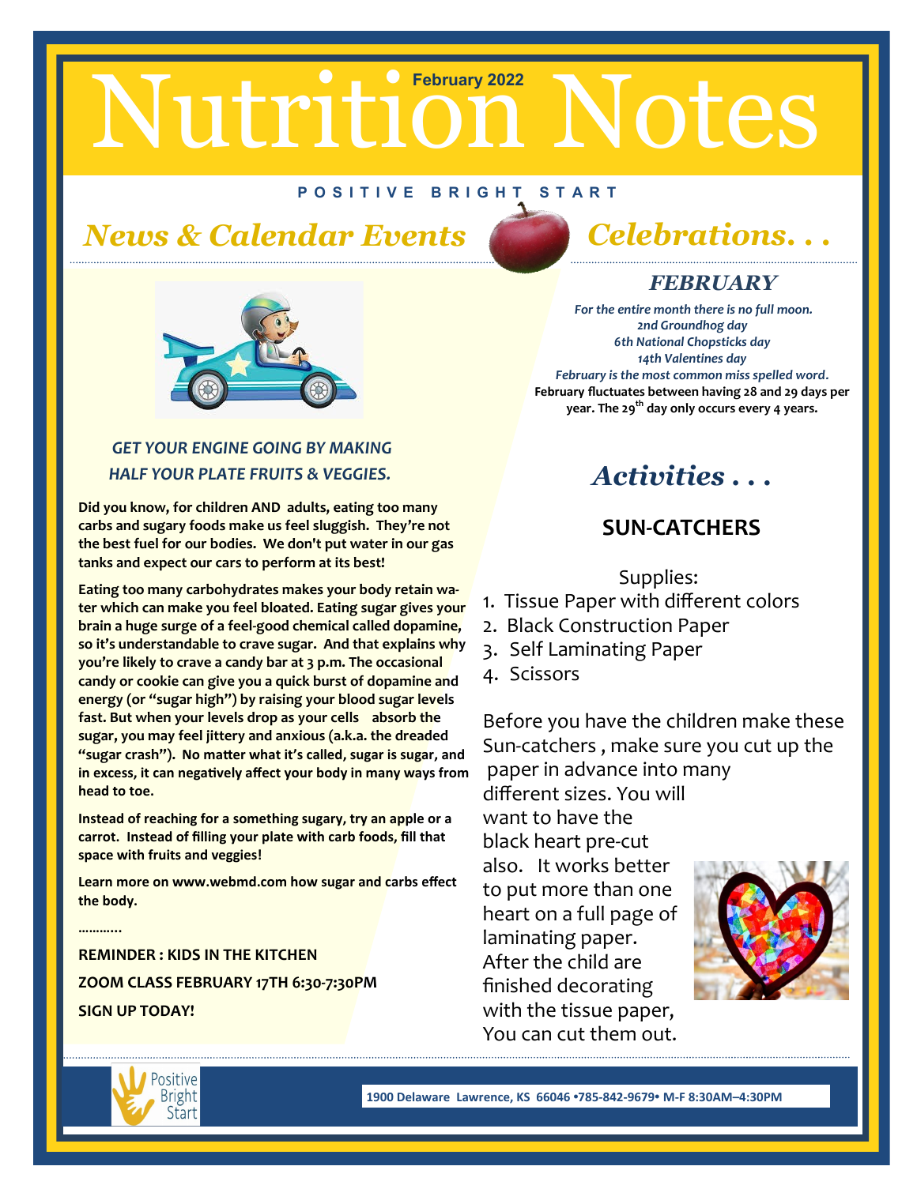# Nutrition Notes

February 2022

**POSITIVE BRIGHT START**

## *News & Calendar Events*

***GET YOUR ENGINE GOING BY MAKING HALF YOUR PLATE FRUITS & VEGGIES.***

**Did you know, for children AND adults, eating too many carbs and sugary foods make us feel sluggish. They're not the best fuel for our bodies. We don't put water in our gas tanks and expect our cars to perform at its best!**

**Eating too many carbohydrates makes your body retain water which can make you feel bloated. Eating sugar gives your brain a huge surge of a feel-good chemical called dopamine, so it's understandable to crave sugar. And that explains why you're likely to crave a candy bar at 3 p.m. The occasional candy or cookie can give you a quick burst of dopamine and energy (or "sugar high") by raising your blood sugar levels fast. But when your levels drop as your cells absorb the sugar, you may feel jittery and anxious (a.k.a. the dreaded "sugar crash"). No matter what it's called, sugar is sugar, and in excess, it can negatively affect your body in many ways from head to toe.**

**Instead of reaching for a something sugary, try an apple or a carrot. Instead of filling your plate with carb foods, fill that space with fruits and veggies!**

**Learn more on www.webmd.com how sugar and carbs effect the body.**

**………..**

**REMINDER : KIDS IN THE KITCHEN**

**ZOOM CLASS FEBRUARY 17TH 6:30-7:30PM**

**SIGN UP TODAY!**

## *Celebrations. . .*

### *FEBRUARY*

*For the entire month there is no full moon.*
*2nd Groundhog day*
*6th National Chopsticks day*
*14th Valentines day*
*February is the most common miss spelled word.*
**February fluctuates between having 28 and 29 days per year. The 29th day only occurs every 4 years.**

## *Activities . . .*

### SUN-CATCHERS

Supplies:

1. Tissue Paper with different colors
2. Black Construction Paper
3. Self Laminating Paper
4. Scissors

Before you have the children make these Sun-catchers , make sure you cut up the paper in advance into many different sizes. You will want to have the black heart pre-cut also. It works better to put more than one heart on a full page of laminating paper. After the child are finished decorating with the tissue paper, You can cut them out.

Positive Bright Start

**1900 Delaware Lawrence, KS 66046 •785-842-9679• M-F 8:30AM–4:30PM**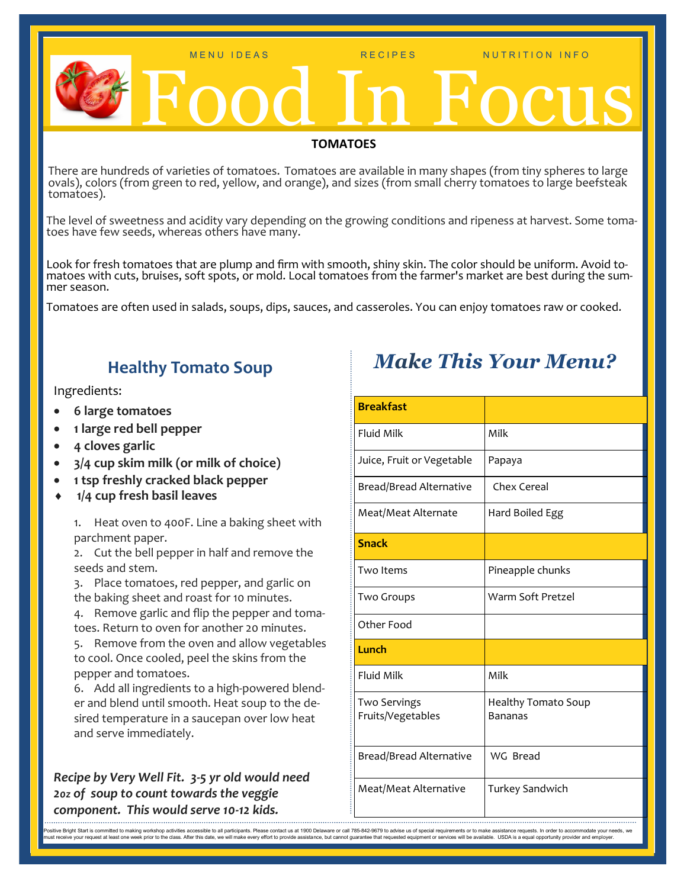MENU IDEAS RECIPES NUTRITION INFO

# Food In Focus

**TOMATOES**

There are hundreds of varieties of tomatoes. Tomatoes are available in many shapes (from tiny spheres to large ovals), colors (from green to red, yellow, and orange), and sizes (from small cherry tomatoes to large beefsteak tomatoes).

The level of sweetness and acidity vary depending on the growing conditions and ripeness at harvest. Some tomatoes have few seeds, whereas others have many.

Look for fresh tomatoes that are plump and firm with smooth, shiny skin. The color should be uniform. Avoid tomatoes with cuts, bruises, soft spots, or mold. Local tomatoes from the farmer's market are best during the summer season.

Tomatoes are often used in salads, soups, dips, sauces, and casseroles. You can enjoy tomatoes raw or cooked.

## Healthy Tomato Soup

Ingredients:

- **6 large tomatoes**
- **1 large red bell pepper**
- **4 cloves garlic**
- **3/4 cup skim milk (or milk of choice)**
- **1 tsp freshly cracked black pepper**
- **1/4 cup fresh basil leaves**

1. Heat oven to 400F. Line a baking sheet with parchment paper.
2. Cut the bell pepper in half and remove the seeds and stem.
3. Place tomatoes, red pepper, and garlic on the baking sheet and roast for 10 minutes.
4. Remove garlic and flip the pepper and tomatoes. Return to oven for another 20 minutes.
5. Remove from the oven and allow vegetables to cool. Once cooled, peel the skins from the pepper and tomatoes.
6. Add all ingredients to a high-powered blender and blend until smooth. Heat soup to the desired temperature in a saucepan over low heat and serve immediately.

***Recipe by Very Well Fit. 3-5 yr old would need 2oz of soup to count towards the veggie component. This would serve 10-12 kids.***

## *Make This Your Menu?*

| | |
|---|---|
| **Breakfast** | |
| Fluid Milk | Milk |
| Juice, Fruit or Vegetable | Papaya |
| Bread/Bread Alternative | Chex Cereal |
| Meat/Meat Alternate | Hard Boiled Egg |
| **Snack** | |
| Two Items | Pineapple chunks |
| Two Groups | Warm Soft Pretzel |
| Other Food | |
| **Lunch** | |
| Fluid Milk | Milk |
| Two Servings Fruits/Vegetables | Healthy Tomato Soup Bananas |
| Bread/Bread Alternative | WG Bread |
| Meat/Meat Alternative | Turkey Sandwich |

Positive Bright Start is committed to making workshop activities accessible to all participants. Please contact us at 1900 Delaware or call 785-842-9679 to advise us of special requirements or to make assistance requests. In order to accommodate your needs, we must receive your request at least one week prior to the class. After this date, we will make every effort to provide assistance, but cannot guarantee that requested equipment or services will be available. USDA is a equal opportunity provider and employer.